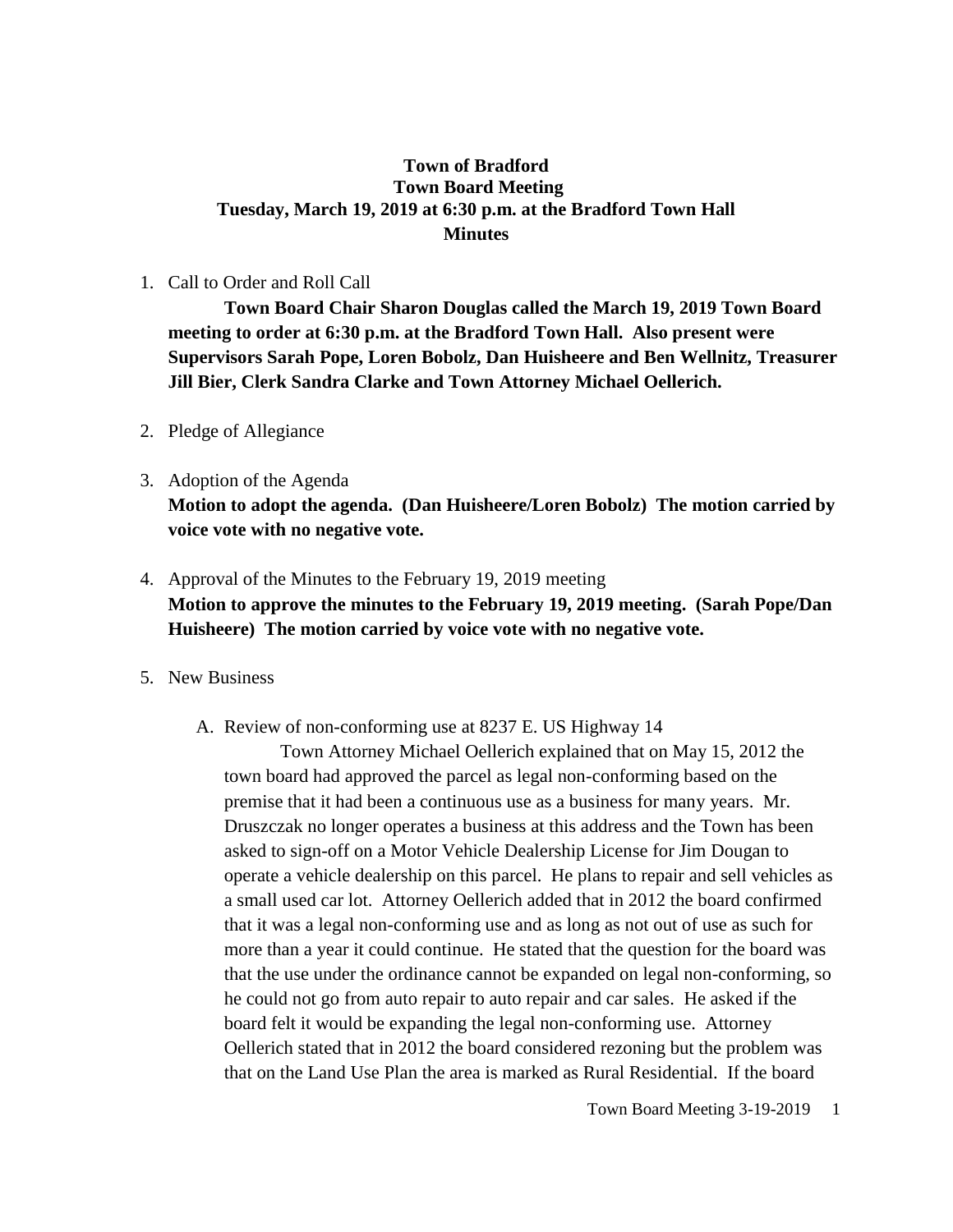**Town of Bradford**
**Town Board Meeting**
**Tuesday, March 19, 2019 at 6:30 p.m. at the Bradford Town Hall**
**Minutes**

1. Call to Order and Roll Call

   **Town Board Chair Sharon Douglas called the March 19, 2019 Town Board meeting to order at 6:30 p.m. at the Bradford Town Hall. Also present were Supervisors Sarah Pope, Loren Bobolz, Dan Huisheere and Ben Wellnitz, Treasurer Jill Bier, Clerk Sandra Clarke and Town Attorney Michael Oellerich.**

2. Pledge of Allegiance

3. Adoption of the Agenda

   **Motion to adopt the agenda. (Dan Huisheere/Loren Bobolz) The motion carried by voice vote with no negative vote.**

4. Approval of the Minutes to the February 19, 2019 meeting

   **Motion to approve the minutes to the February 19, 2019 meeting. (Sarah Pope/Dan Huisheere) The motion carried by voice vote with no negative vote.**

5. New Business

   A. Review of non-conforming use at 8237 E. US Highway 14

      Town Attorney Michael Oellerich explained that on May 15, 2012 the town board had approved the parcel as legal non-conforming based on the premise that it had been a continuous use as a business for many years. Mr. Druszczak no longer operates a business at this address and the Town has been asked to sign-off on a Motor Vehicle Dealership License for Jim Dougan to operate a vehicle dealership on this parcel. He plans to repair and sell vehicles as a small used car lot. Attorney Oellerich added that in 2012 the board confirmed that it was a legal non-conforming use and as long as not out of use as such for more than a year it could continue. He stated that the question for the board was that the use under the ordinance cannot be expanded on legal non-conforming, so he could not go from auto repair to auto repair and car sales. He asked if the board felt it would be expanding the legal non-conforming use. Attorney Oellerich stated that in 2012 the board considered rezoning but the problem was that on the Land Use Plan the area is marked as Rural Residential. If the board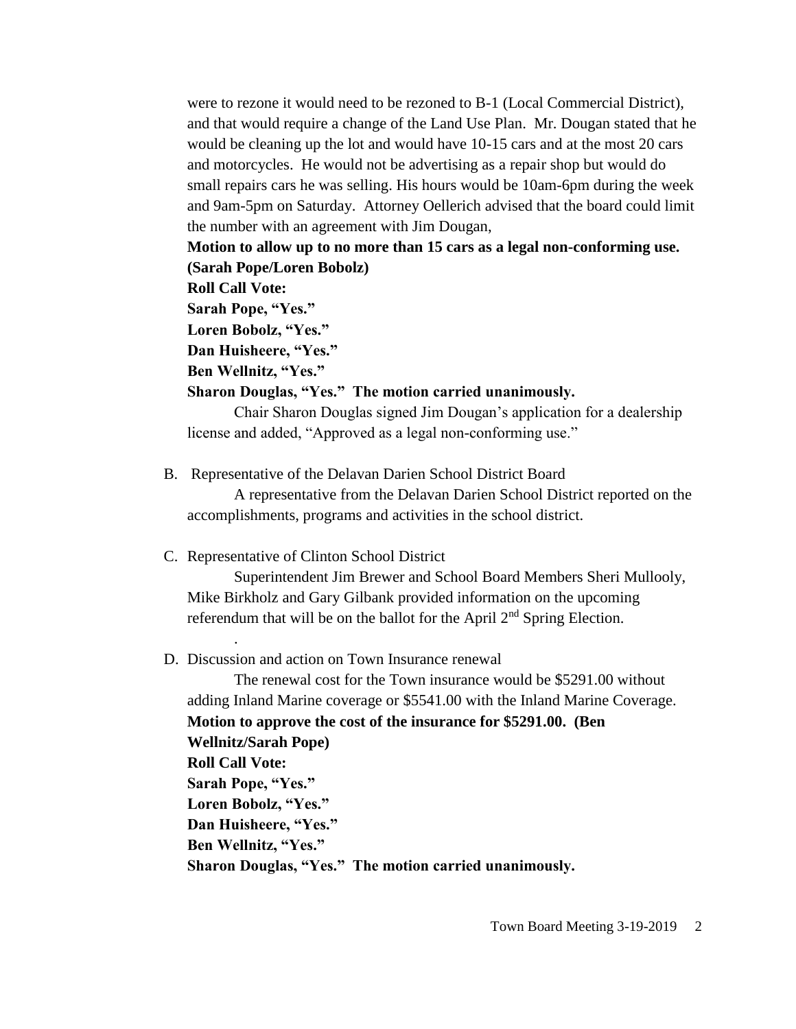were to rezone it would need to be rezoned to B-1 (Local Commercial District), and that would require a change of the Land Use Plan. Mr. Dougan stated that he would be cleaning up the lot and would have 10-15 cars and at the most 20 cars and motorcycles. He would not be advertising as a repair shop but would do small repairs cars he was selling. His hours would be 10am-6pm during the week and 9am-5pm on Saturday. Attorney Oellerich advised that the board could limit the number with an agreement with Jim Dougan,

**Motion to allow up to no more than 15 cars as a legal non-conforming use. (Sarah Pope/Loren Bobolz)**
**Roll Call Vote:**
**Sarah Pope, "Yes."**
**Loren Bobolz, "Yes."**
**Dan Huisheere, "Yes."**
**Ben Wellnitz, "Yes."**
**Sharon Douglas, "Yes." The motion carried unanimously.**

Chair Sharon Douglas signed Jim Dougan's application for a dealership license and added, "Approved as a legal non-conforming use."

B. Representative of the Delavan Darien School District Board

A representative from the Delavan Darien School District reported on the accomplishments, programs and activities in the school district.

C. Representative of Clinton School District

Superintendent Jim Brewer and School Board Members Sheri Mullooly, Mike Birkholz and Gary Gilbank provided information on the upcoming referendum that will be on the ballot for the April 2nd Spring Election.

.

D. Discussion and action on Town Insurance renewal

The renewal cost for the Town insurance would be $5291.00 without adding Inland Marine coverage or $5541.00 with the Inland Marine Coverage.

**Motion to approve the cost of the insurance for $5291.00. (Ben Wellnitz/Sarah Pope)**
**Roll Call Vote:**
**Sarah Pope, "Yes."**
**Loren Bobolz, "Yes."**
**Dan Huisheere, "Yes."**
**Ben Wellnitz, "Yes."**
**Sharon Douglas, "Yes." The motion carried unanimously.**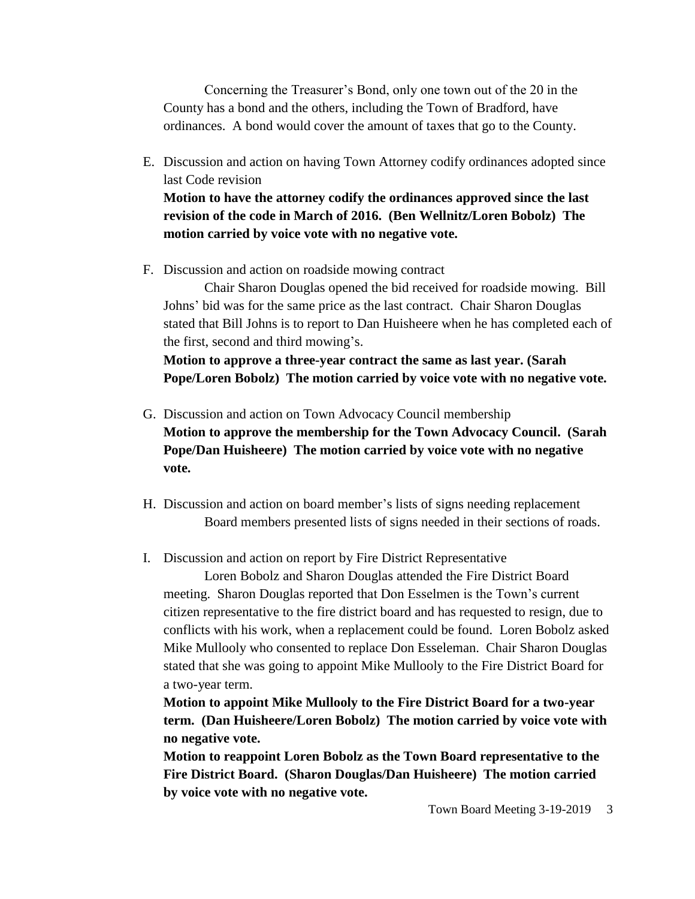Concerning the Treasurer's Bond, only one town out of the 20 in the County has a bond and the others, including the Town of Bradford, have ordinances. A bond would cover the amount of taxes that go to the County.

E. Discussion and action on having Town Attorney codify ordinances adopted since last Code revision
**Motion to have the attorney codify the ordinances approved since the last revision of the code in March of 2016. (Ben Wellnitz/Loren Bobolz) The motion carried by voice vote with no negative vote.**

F. Discussion and action on roadside mowing contract
Chair Sharon Douglas opened the bid received for roadside mowing. Bill Johns' bid was for the same price as the last contract. Chair Sharon Douglas stated that Bill Johns is to report to Dan Huisheere when he has completed each of the first, second and third mowing's.
**Motion to approve a three-year contract the same as last year. (Sarah Pope/Loren Bobolz) The motion carried by voice vote with no negative vote.**

G. Discussion and action on Town Advocacy Council membership
**Motion to approve the membership for the Town Advocacy Council. (Sarah Pope/Dan Huisheere) The motion carried by voice vote with no negative vote.**

H. Discussion and action on board member's lists of signs needing replacement
Board members presented lists of signs needed in their sections of roads.

I. Discussion and action on report by Fire District Representative
Loren Bobolz and Sharon Douglas attended the Fire District Board meeting. Sharon Douglas reported that Don Esselmen is the Town's current citizen representative to the fire district board and has requested to resign, due to conflicts with his work, when a replacement could be found. Loren Bobolz asked Mike Mullooly who consented to replace Don Esseleman. Chair Sharon Douglas stated that she was going to appoint Mike Mullooly to the Fire District Board for a two-year term.
**Motion to appoint Mike Mullooly to the Fire District Board for a two-year term. (Dan Huisheere/Loren Bobolz) The motion carried by voice vote with no negative vote.**
**Motion to reappoint Loren Bobolz as the Town Board representative to the Fire District Board. (Sharon Douglas/Dan Huisheere) The motion carried by voice vote with no negative vote.**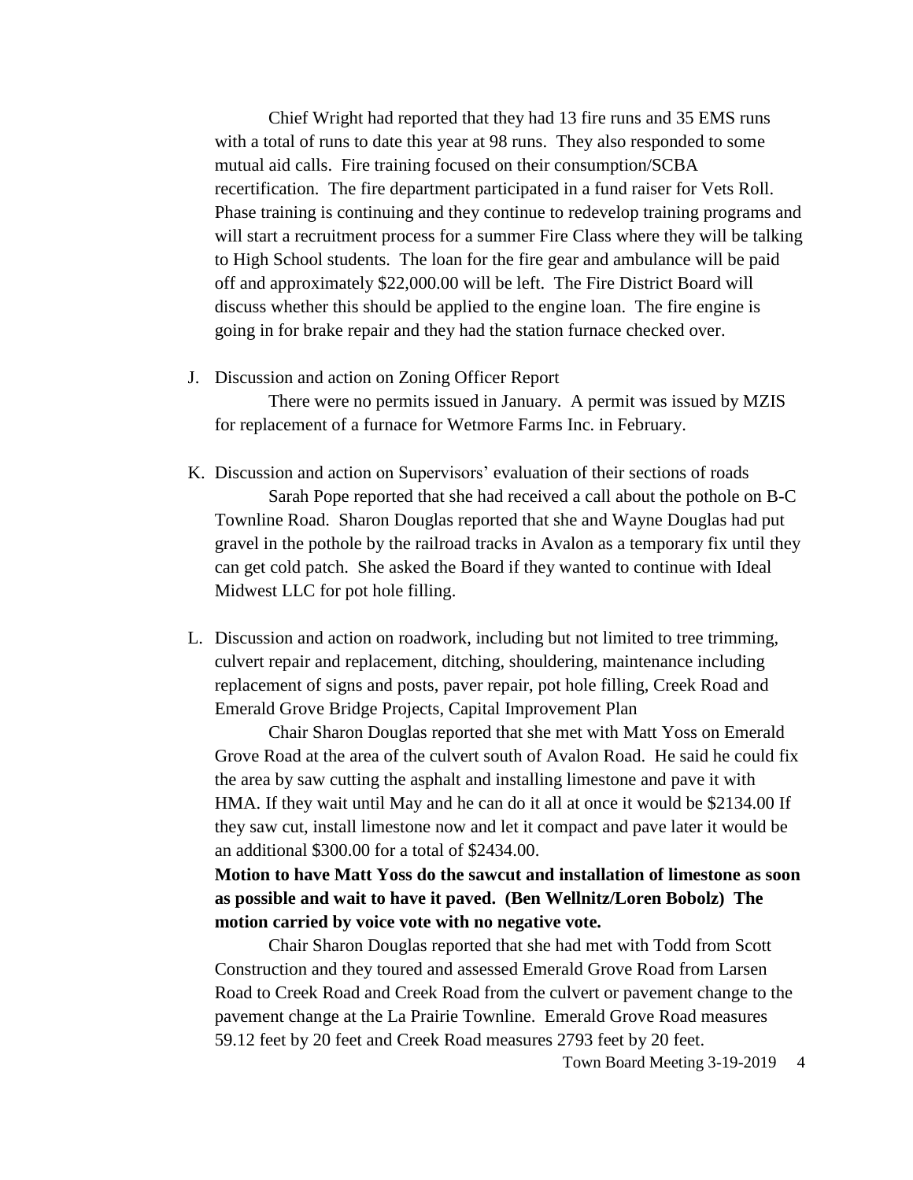Chief Wright had reported that they had 13 fire runs and 35 EMS runs with a total of runs to date this year at 98 runs. They also responded to some mutual aid calls. Fire training focused on their consumption/SCBA recertification. The fire department participated in a fund raiser for Vets Roll. Phase training is continuing and they continue to redevelop training programs and will start a recruitment process for a summer Fire Class where they will be talking to High School students. The loan for the fire gear and ambulance will be paid off and approximately $22,000.00 will be left. The Fire District Board will discuss whether this should be applied to the engine loan. The fire engine is going in for brake repair and they had the station furnace checked over.

J. Discussion and action on Zoning Officer Report

There were no permits issued in January. A permit was issued by MZIS for replacement of a furnace for Wetmore Farms Inc. in February.

K. Discussion and action on Supervisors' evaluation of their sections of roads

Sarah Pope reported that she had received a call about the pothole on B-C Townline Road. Sharon Douglas reported that she and Wayne Douglas had put gravel in the pothole by the railroad tracks in Avalon as a temporary fix until they can get cold patch. She asked the Board if they wanted to continue with Ideal Midwest LLC for pot hole filling.

L. Discussion and action on roadwork, including but not limited to tree trimming, culvert repair and replacement, ditching, shouldering, maintenance including replacement of signs and posts, paver repair, pot hole filling, Creek Road and Emerald Grove Bridge Projects, Capital Improvement Plan

Chair Sharon Douglas reported that she met with Matt Yoss on Emerald Grove Road at the area of the culvert south of Avalon Road. He said he could fix the area by saw cutting the asphalt and installing limestone and pave it with HMA. If they wait until May and he can do it all at once it would be $2134.00 If they saw cut, install limestone now and let it compact and pave later it would be an additional $300.00 for a total of $2434.00.

**Motion to have Matt Yoss do the sawcut and installation of limestone as soon as possible and wait to have it paved. (Ben Wellnitz/Loren Bobolz) The motion carried by voice vote with no negative vote.**

Chair Sharon Douglas reported that she had met with Todd from Scott Construction and they toured and assessed Emerald Grove Road from Larsen Road to Creek Road and Creek Road from the culvert or pavement change to the pavement change at the La Prairie Townline. Emerald Grove Road measures 59.12 feet by 20 feet and Creek Road measures 2793 feet by 20 feet.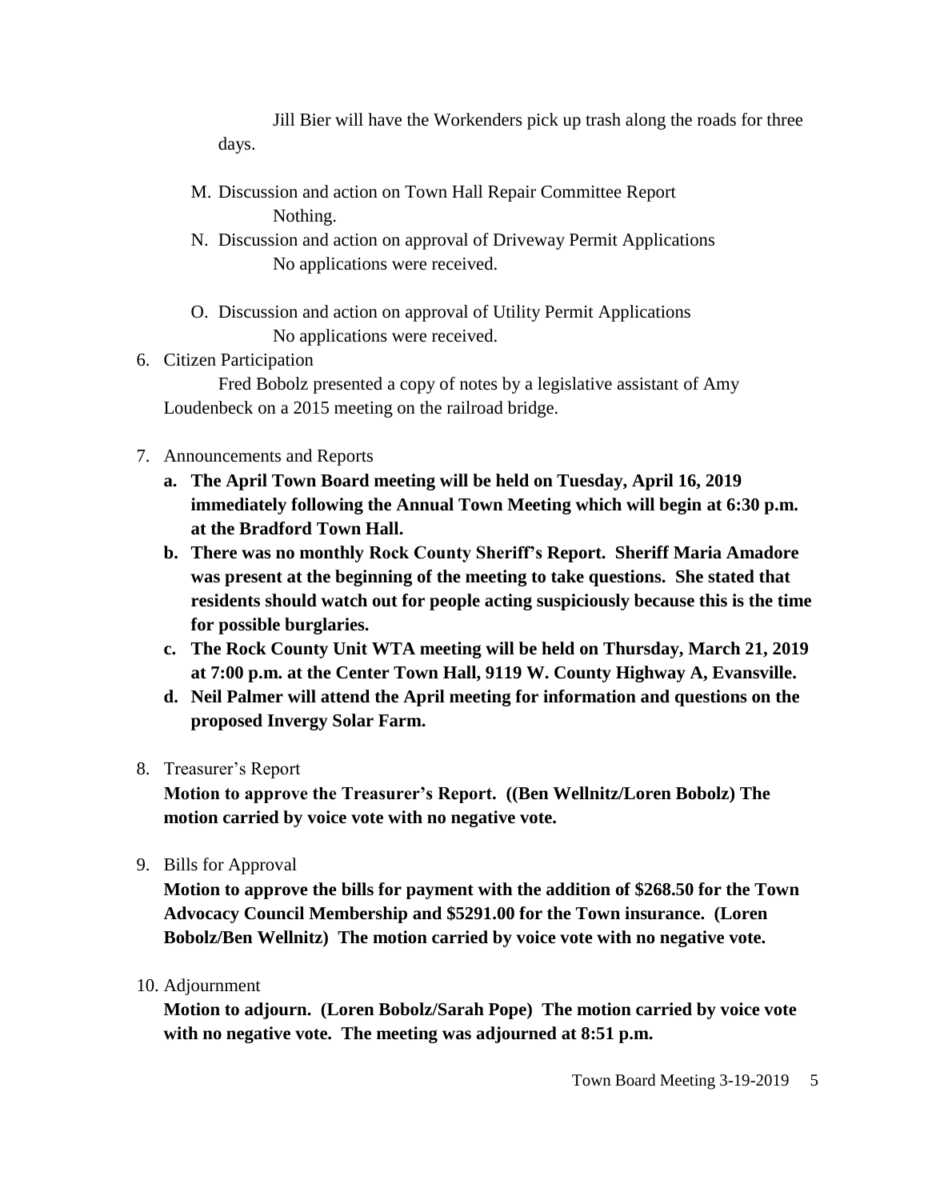Jill Bier will have the Workenders pick up trash along the roads for three days.

M. Discussion and action on Town Hall Repair Committee Report

   Nothing.

N. Discussion and action on approval of Driveway Permit Applications

   No applications were received.

O. Discussion and action on approval of Utility Permit Applications

   No applications were received.

6. Citizen Participation

   Fred Bobolz presented a copy of notes by a legislative assistant of Amy Loudenbeck on a 2015 meeting on the railroad bridge.

7. Announcements and Reports

   **a. The April Town Board meeting will be held on Tuesday, April 16, 2019 immediately following the Annual Town Meeting which will begin at 6:30 p.m. at the Bradford Town Hall.**

   **b. There was no monthly Rock County Sheriff's Report. Sheriff Maria Amadore was present at the beginning of the meeting to take questions. She stated that residents should watch out for people acting suspiciously because this is the time for possible burglaries.**

   **c. The Rock County Unit WTA meeting will be held on Thursday, March 21, 2019 at 7:00 p.m. at the Center Town Hall, 9119 W. County Highway A, Evansville.**

   **d. Neil Palmer will attend the April meeting for information and questions on the proposed Invergy Solar Farm.**

8. Treasurer's Report

   **Motion to approve the Treasurer's Report. ((Ben Wellnitz/Loren Bobolz) The motion carried by voice vote with no negative vote.**

9. Bills for Approval

   **Motion to approve the bills for payment with the addition of $268.50 for the Town Advocacy Council Membership and $5291.00 for the Town insurance. (Loren Bobolz/Ben Wellnitz) The motion carried by voice vote with no negative vote.**

10. Adjournment

   **Motion to adjourn. (Loren Bobolz/Sarah Pope) The motion carried by voice vote with no negative vote. The meeting was adjourned at 8:51 p.m.**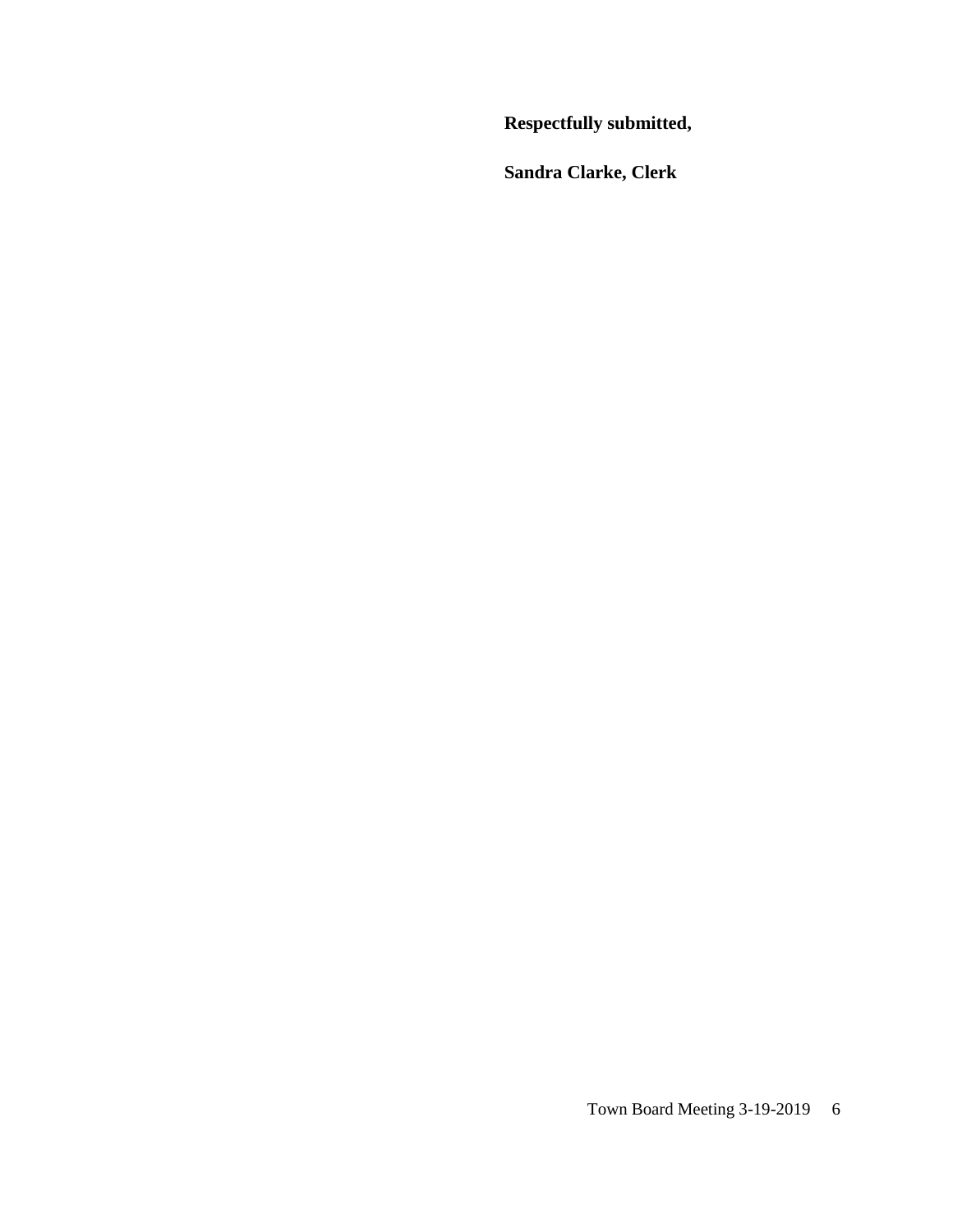**Respectfully submitted,**

**Sandra Clarke, Clerk**